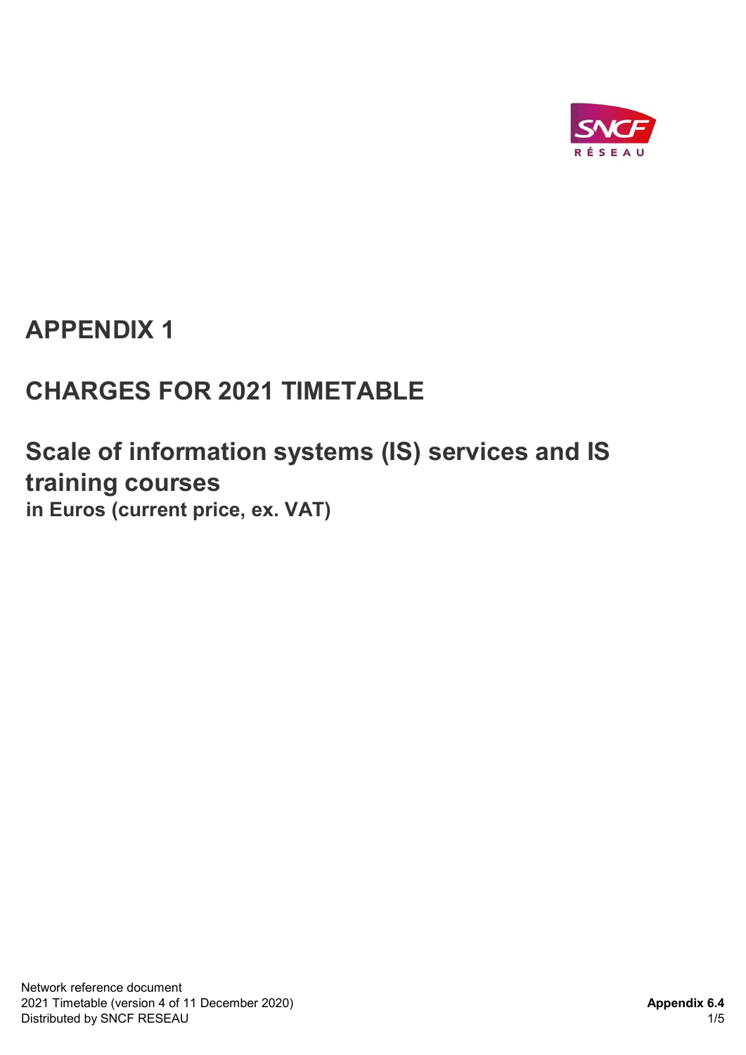# APPENDIX 1

## CHARGES FOR 2021 TIMETABLE

## Scale of information systems (IS) services and IS training courses

**in Euros (current price, ex. VAT)**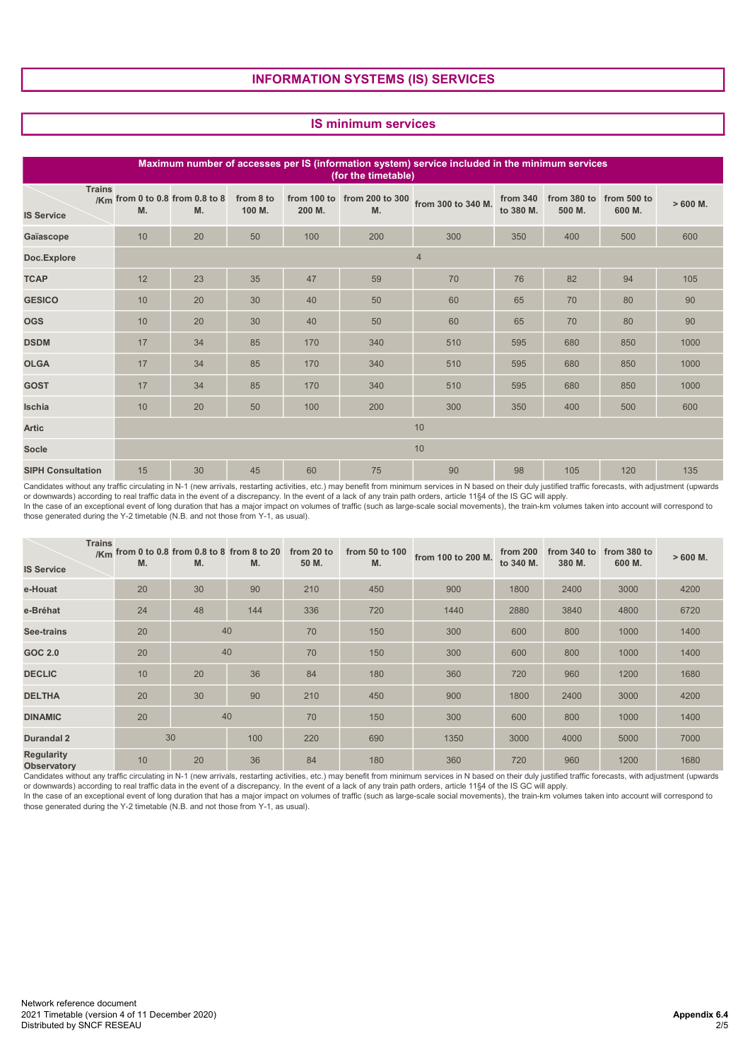## INFORMATION SYSTEMS (IS) SERVICES

### IS minimum services

**Maximum number of accesses per IS (information system) service included in the minimum services (for the timetable)**

| IS Service \ Trains /Km | from 0 to 0.8 M. | from 0.8 to 8 M. | from 8 to 100 M. | from 100 to 200 M. | from 200 to 300 M. | from 300 to 340 M. | from 340 to 380 M. | from 380 to 500 M. | from 500 to 600 M. | > 600 M. |
|---|---|---|---|---|---|---|---|---|---|---|
| Gaïascope | 10 | 20 | 50 | 100 | 200 | 300 | 350 | 400 | 500 | 600 |
| Doc.Explore | 4 | | | | | | | | | |
| TCAP | 12 | 23 | 35 | 47 | 59 | 70 | 76 | 82 | 94 | 105 |
| GESICO | 10 | 20 | 30 | 40 | 50 | 60 | 65 | 70 | 80 | 90 |
| OGS | 10 | 20 | 30 | 40 | 50 | 60 | 65 | 70 | 80 | 90 |
| DSDM | 17 | 34 | 85 | 170 | 340 | 510 | 595 | 680 | 850 | 1000 |
| OLGA | 17 | 34 | 85 | 170 | 340 | 510 | 595 | 680 | 850 | 1000 |
| GOST | 17 | 34 | 85 | 170 | 340 | 510 | 595 | 680 | 850 | 1000 |
| Ischia | 10 | 20 | 50 | 100 | 200 | 300 | 350 | 400 | 500 | 600 |
| Artic | 10 | | | | | | | | | |
| Socle | 10 | | | | | | | | | |
| SIPH Consultation | 15 | 30 | 45 | 60 | 75 | 90 | 98 | 105 | 120 | 135 |

Candidates without any traffic circulating in N-1 (new arrivals, restarting activities, etc.) may benefit from minimum services in N based on their duly justified traffic forecasts, with adjustment (upwards or downwards) according to real traffic data in the event of a discrepancy. In the event of a lack of any train path orders, article 11§4 of the IS GC will apply.
In the case of an exceptional event of long duration that has a major impact on volumes of traffic (such as large-scale social movements), the train-km volumes taken into account will correspond to those generated during the Y-2 timetable (N.B. and not those from Y-1, as usual).

| IS Service \ Trains /Km | from 0 to 0.8 M. | from 0.8 to 8 M. | from 8 to 20 M. | from 20 to 50 M. | from 50 to 100 M. | from 100 to 200 M. | from 200 to 340 M. | from 340 to 380 M. | from 380 to 600 M. | > 600 M. |
|---|---|---|---|---|---|---|---|---|---|---|
| e-Houat | 20 | 30 | 90 | 210 | 450 | 900 | 1800 | 2400 | 3000 | 4200 |
| e-Bréhat | 24 | 48 | 144 | 336 | 720 | 1440 | 2880 | 3840 | 4800 | 6720 |
| See-trains | 20 | 40 | | 70 | 150 | 300 | 600 | 800 | 1000 | 1400 |
| GOC 2.0 | 20 | 40 | | 70 | 150 | 300 | 600 | 800 | 1000 | 1400 |
| DECLIC | 10 | 20 | 36 | 84 | 180 | 360 | 720 | 960 | 1200 | 1680 |
| DELTHA | 20 | 30 | 90 | 210 | 450 | 900 | 1800 | 2400 | 3000 | 4200 |
| DINAMIC | 20 | 40 | | 70 | 150 | 300 | 600 | 800 | 1000 | 1400 |
| Durandal 2 | 30 | | 100 | 220 | 690 | 1350 | 3000 | 4000 | 5000 | 7000 |
| Regularity Observatory | 10 | 20 | 36 | 84 | 180 | 360 | 720 | 960 | 1200 | 1680 |

Candidates without any traffic circulating in N-1 (new arrivals, restarting activities, etc.) may benefit from minimum services in N based on their duly justified traffic forecasts, with adjustment (upwards or downwards) according to real traffic data in the event of a discrepancy. In the event of a lack of any train path orders, article 11§4 of the IS GC will apply.
In the case of an exceptional event of long duration that has a major impact on volumes of traffic (such as large-scale social movements), the train-km volumes taken into account will correspond to those generated during the Y-2 timetable (N.B. and not those from Y-1, as usual).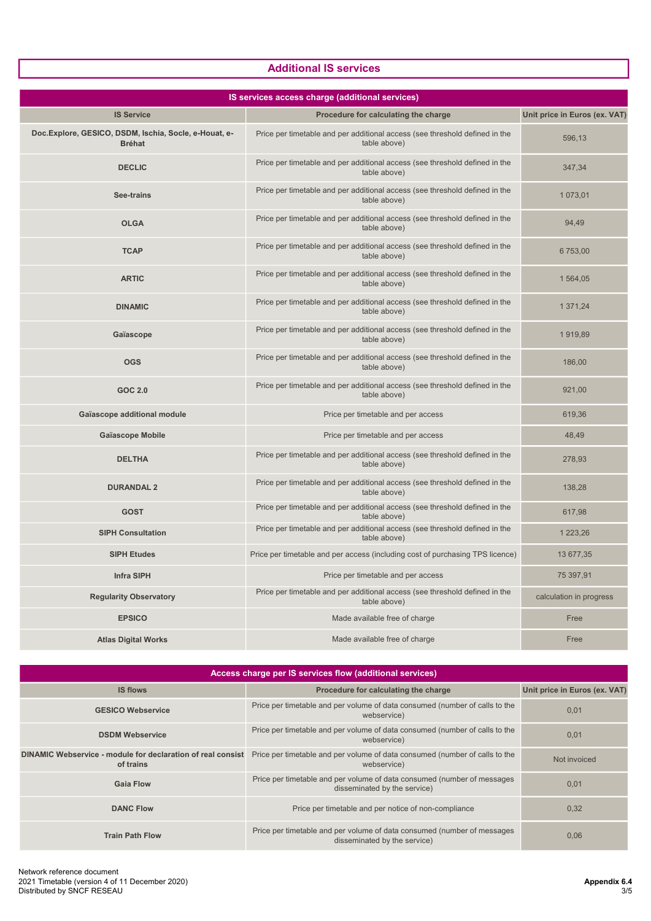## Additional IS services

| IS services access charge (additional services) | | |
|---|---|---|
| **IS Service** | **Procedure for calculating the charge** | **Unit price in Euros (ex. VAT)** |
| **Doc.Explore, GESICO, DSDM, Ischia, Socle, e-Houat, e-Bréhat** | Price per timetable and per additional access (see threshold defined in the table above) | 596,13 |
| **DECLIC** | Price per timetable and per additional access (see threshold defined in the table above) | 347,34 |
| **See-trains** | Price per timetable and per additional access (see threshold defined in the table above) | 1 073,01 |
| **OLGA** | Price per timetable and per additional access (see threshold defined in the table above) | 94,49 |
| **TCAP** | Price per timetable and per additional access (see threshold defined in the table above) | 6 753,00 |
| **ARTIC** | Price per timetable and per additional access (see threshold defined in the table above) | 1 564,05 |
| **DINAMIC** | Price per timetable and per additional access (see threshold defined in the table above) | 1 371,24 |
| **Gaïascope** | Price per timetable and per additional access (see threshold defined in the table above) | 1 919,89 |
| **OGS** | Price per timetable and per additional access (see threshold defined in the table above) | 186,00 |
| **GOC 2.0** | Price per timetable and per additional access (see threshold defined in the table above) | 921,00 |
| **Gaïascope additional module** | Price per timetable and per access | 619,36 |
| **Gaïascope Mobile** | Price per timetable and per access | 48,49 |
| **DELTHA** | Price per timetable and per additional access (see threshold defined in the table above) | 278,93 |
| **DURANDAL 2** | Price per timetable and per additional access (see threshold defined in the table above) | 138,28 |
| **GOST** | Price per timetable and per additional access (see threshold defined in the table above) | 617,98 |
| **SIPH Consultation** | Price per timetable and per additional access (see threshold defined in the table above) | 1 223,26 |
| **SIPH Etudes** | Price per timetable and per access (including cost of purchasing TPS licence) | 13 677,35 |
| **Infra SIPH** | Price per timetable and per access | 75 397,91 |
| **Regularity Observatory** | Price per timetable and per additional access (see threshold defined in the table above) | calculation in progress |
| **EPSICO** | Made available free of charge | Free |
| **Atlas Digital Works** | Made available free of charge | Free |

| Access charge per IS services flow (additional services) | | |
|---|---|---|
| **IS flows** | **Procedure for calculating the charge** | **Unit price in Euros (ex. VAT)** |
| **GESICO Webservice** | Price per timetable and per volume of data consumed (number of calls to the webservice) | 0,01 |
| **DSDM Webservice** | Price per timetable and per volume of data consumed (number of calls to the webservice) | 0,01 |
| **DINAMIC Webservice - module for declaration of real consist of trains** | Price per timetable and per volume of data consumed (number of calls to the webservice) | Not invoiced |
| **Gaia Flow** | Price per timetable and per volume of data consumed (number of messages disseminated by the service) | 0,01 |
| **DANC Flow** | Price per timetable and per notice of non-compliance | 0,32 |
| **Train Path Flow** | Price per timetable and per volume of data consumed (number of messages disseminated by the service) | 0,06 |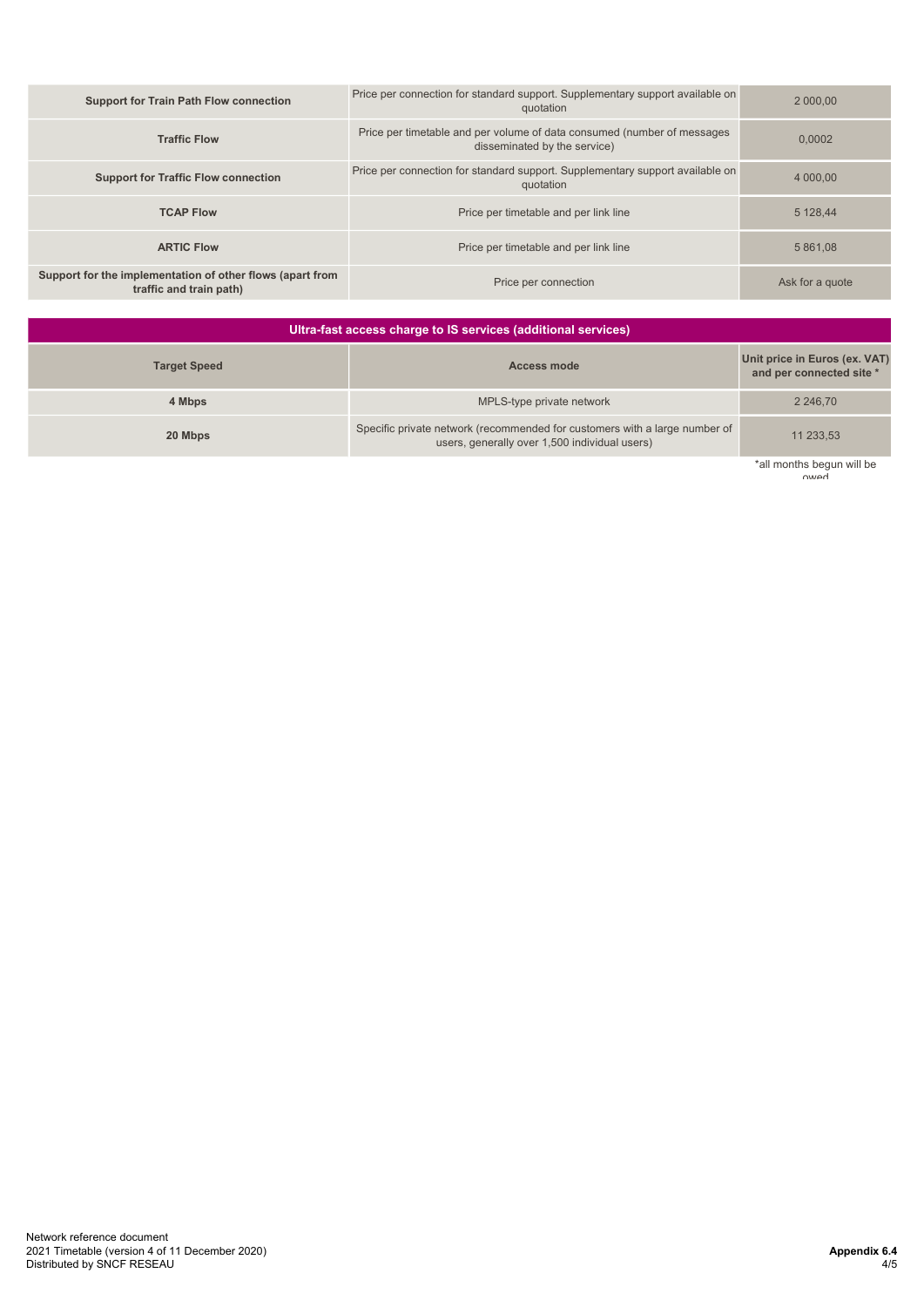| | | |
|---|---|---|
| **Support for Train Path Flow connection** | Price per connection for standard support. Supplementary support available on quotation | 2 000,00 |
| **Traffic Flow** | Price per timetable and per volume of data consumed (number of messages disseminated by the service) | 0,0002 |
| **Support for Traffic Flow connection** | Price per connection for standard support. Supplementary support available on quotation | 4 000,00 |
| **TCAP Flow** | Price per timetable and per link line | 5 128,44 |
| **ARTIC Flow** | Price per timetable and per link line | 5 861,08 |
| **Support for the implementation of other flows (apart from traffic and train path)** | Price per connection | Ask for a quote |

## Ultra-fast access charge to IS services (additional services)

| Target Speed | Access mode | Unit price in Euros (ex. VAT) and per connected site * |
|---|---|---|
| **4 Mbps** | MPLS-type private network | 2 246,70 |
| **20 Mbps** | Specific private network (recommended for customers with a large number of users, generally over 1,500 individual users) | 11 233,53 |

*all months begun will be owed

Network reference document
2021 Timetable (version 4 of 11 December 2020)
Distributed by SNCF RESEAU

**Appendix 6.4**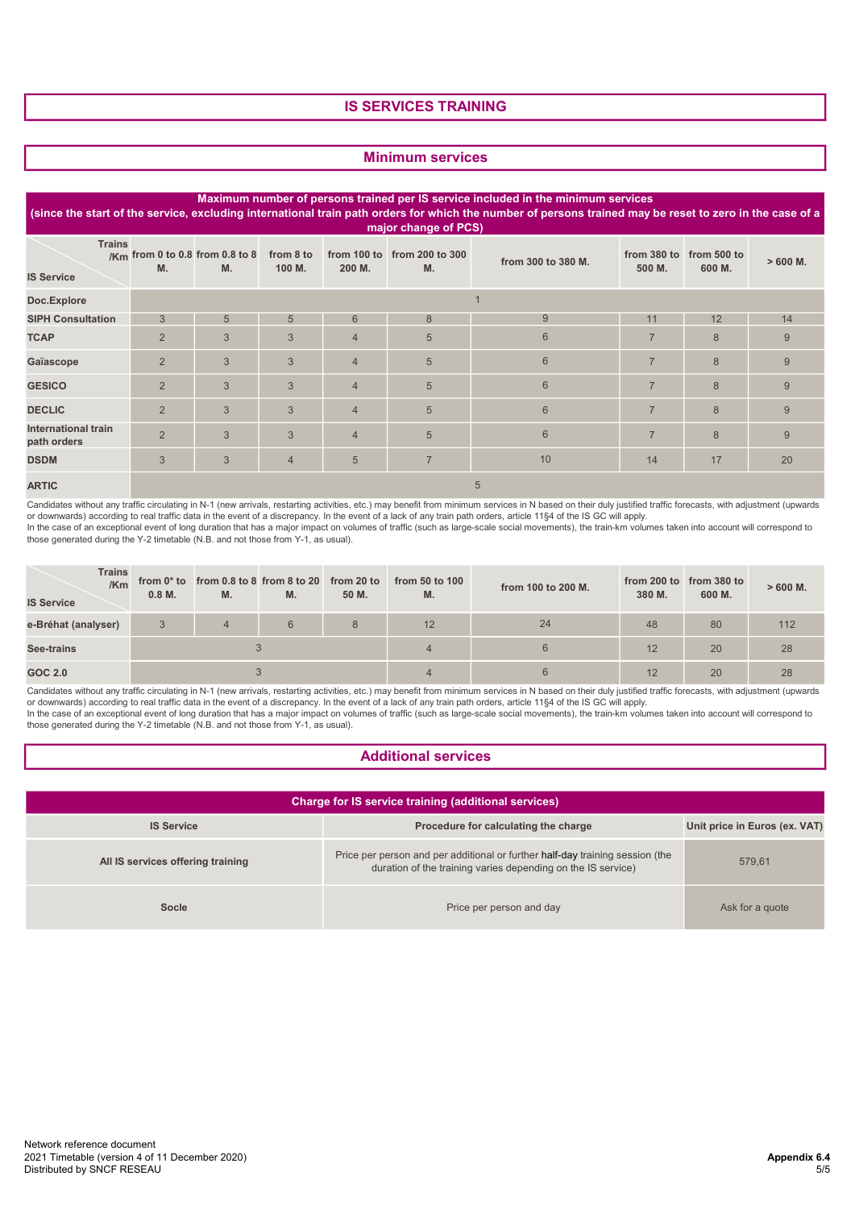# IS SERVICES TRAINING

## Minimum services

**Maximum number of persons trained per IS service included in the minimum services (since the start of the service, excluding international train path orders for which the number of persons trained may be reset to zero in the case of a major change of PCS)**

| IS Service \ Trains/Km | from 0 to 0.8 M. | from 0.8 to 8 M. | from 8 to 100 M. | from 100 to 200 M. | from 200 to 300 M. | from 300 to 380 M. | from 380 to 500 M. | from 500 to 600 M. | > 600 M. |
|---|---|---|---|---|---|---|---|---|---|
| Doc.Explore | 1 | | | | | | | | |
| SIPH Consultation | 3 | 5 | 5 | 6 | 8 | 9 | 11 | 12 | 14 |
| TCAP | 2 | 3 | 3 | 4 | 5 | 6 | 7 | 8 | 9 |
| Gaïascope | 2 | 3 | 3 | 4 | 5 | 6 | 7 | 8 | 9 |
| GESICO | 2 | 3 | 3 | 4 | 5 | 6 | 7 | 8 | 9 |
| DECLIC | 2 | 3 | 3 | 4 | 5 | 6 | 7 | 8 | 9 |
| International train path orders | 2 | 3 | 3 | 4 | 5 | 6 | 7 | 8 | 9 |
| DSDM | 3 | 3 | 4 | 5 | 7 | 10 | 14 | 17 | 20 |
| ARTIC | 5 | | | | | | | | |

Candidates without any traffic circulating in N-1 (new arrivals, restarting activities, etc.) may benefit from minimum services in N based on their duly justified traffic forecasts, with adjustment (upwards or downwards) according to real traffic data in the event of a discrepancy. In the event of a lack of any train path orders, article 11§4 of the IS GC will apply.
In the case of an exceptional event of long duration that has a major impact on volumes of traffic (such as large-scale social movements), the train-km volumes taken into account will correspond to those generated during the Y-2 timetable (N.B. and not those from Y-1, as usual).

| IS Service \ Trains/Km | from 0* to 0.8 M. | from 0.8 to 8 M. | from 8 to 20 M. | from 20 to 50 M. | from 50 to 100 M. | from 100 to 200 M. | from 200 to 380 M. | from 380 to 600 M. | > 600 M. |
|---|---|---|---|---|---|---|---|---|---|
| e-Bréhat (analyser) | 3 | 4 | 6 | 8 | 12 | 24 | 48 | 80 | 112 |
| See-trains | 3 | | | | 4 | 6 | 12 | 20 | 28 |
| GOC 2.0 | 3 | | | | 4 | 6 | 12 | 20 | 28 |

Candidates without any traffic circulating in N-1 (new arrivals, restarting activities, etc.) may benefit from minimum services in N based on their duly justified traffic forecasts, with adjustment (upwards or downwards) according to real traffic data in the event of a discrepancy. In the event of a lack of any train path orders, article 11§4 of the IS GC will apply.
In the case of an exceptional event of long duration that has a major impact on volumes of traffic (such as large-scale social movements), the train-km volumes taken into account will correspond to those generated during the Y-2 timetable (N.B. and not those from Y-1, as usual).

## Additional services

**Charge for IS service training (additional services)**

| IS Service | Procedure for calculating the charge | Unit price in Euros (ex. VAT) |
|---|---|---|
| All IS services offering training | Price per person and per additional or further half-day training session (the duration of the training varies depending on the IS service) | 579,61 |
| Socle | Price per person and day | Ask for a quote |

Network reference document
2021 Timetable (version 4 of 11 December 2020)
Distributed by SNCF RESEAU

Appendix 6.4